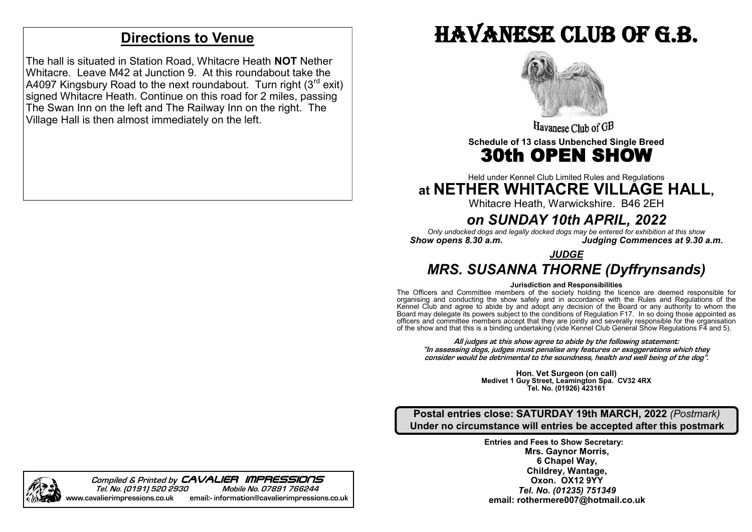## Directions to Venue

The hall is situated in Station Road, Whitacre Heath **NOT** Nether Whitacre. Leave M42 at Junction 9. At this roundabout take the A4097 Kingsbury Road to the next roundabout. Turn right (3rd exit) signed Whitacre Heath. Continue on this road for 2 miles, passing The Swan Inn on the left and The Railway Inn on the right. The Village Hall is then almost immediately on the left.

*Compiled & Printed by* **CAVALIER IMPRESSIONS**
Tel. No. (0191) 520 2930 Mobile No. 07891 766244
www.cavalierimpressions.co.uk email:- information@cavalierimpressions.co.uk

# HAVANESE CLUB OF G.B.

Havanese Club of GB

**Schedule of 13 class Unbenched Single Breed**

# 30th OPEN SHOW

Held under Kennel Club Limited Rules and Regulations

## at NETHER WHITACRE VILLAGE HALL,

Whitacre Heath, Warwickshire. B46 2EH

## *on SUNDAY 10th APRIL, 2022*

*Only undocked dogs and legally docked dogs may be entered for exhibition at this show*

***Show opens 8.30 a.m.*** ***Judging Commences at 9.30 a.m.***

***JUDGE***

## *MRS. SUSANNA THORNE (Dyffrynsands)*

**Jurisdiction and Responsibilities**

The Officers and Committee members of the society holding the licence are deemed responsible for organising and conducting the show safely and in accordance with the Rules and Regulations of the Kennel Club and agree to abide by and adopt any decision of the Board or any authority to whom the Board may delegate its powers subject to the conditions of Regulation F17. In so doing those appointed as officers and committee members accept that they are jointly and severally responsible for the organisation of the show and that this is a binding undertaking (vide Kennel Club General Show Regulations F4 and 5).

***All judges at this show agree to abide by the following statement:***
***"In assessing dogs, judges must penalise any features or exaggerations which they consider would be detrimental to the soundness, health and well being of the dog".***

**Hon. Vet Surgeon (on call)**
**Medivet 1 Guy Street, Leamington Spa. CV32 4RX**
**Tel. No. (01926) 423161**

**Postal entries close: SATURDAY 19th MARCH, 2022** *(Postmark)*
**Under no circumstance will entries be accepted after this postmark**

**Entries and Fees to Show Secretary:**
**Mrs. Gaynor Morris,**
**6 Chapel Way,**
**Childrey, Wantage,**
**Oxon. OX12 9YY**
***Tel. No. (01235) 751349***
**email: rothermere007@hotmail.co.uk**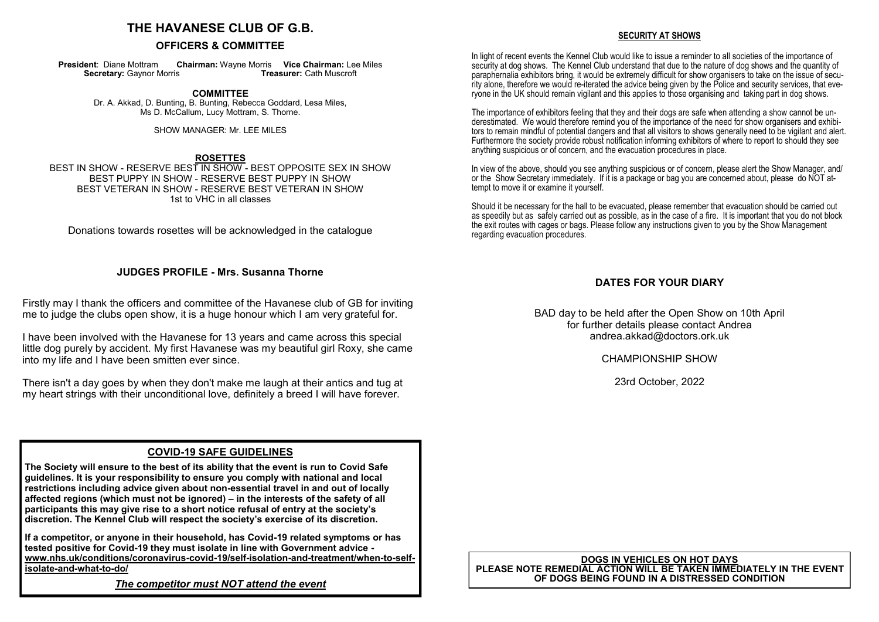# THE HAVANESE CLUB OF G.B.

## OFFICERS & COMMITTEE

**President**: Diane Mottram **Chairman:** Wayne Morris **Vice Chairman:** Lee Miles
**Secretary:** Gaynor Morris **Treasurer:** Cath Muscroft

**COMMITTEE**

Dr. A. Akkad, D. Bunting, B. Bunting, Rebecca Goddard, Lesa Miles, Ms D. McCallum, Lucy Mottram, S. Thorne.

SHOW MANAGER: Mr. LEE MILES

**ROSETTES**

BEST IN SHOW - RESERVE BEST IN SHOW - BEST OPPOSITE SEX IN SHOW
BEST PUPPY IN SHOW - RESERVE BEST PUPPY IN SHOW
BEST VETERAN IN SHOW - RESERVE BEST VETERAN IN SHOW
1st to VHC in all classes

Donations towards rosettes will be acknowledged in the catalogue

### JUDGES PROFILE - Mrs. Susanna Thorne

Firstly may I thank the officers and committee of the Havanese club of GB for inviting me to judge the clubs open show, it is a huge honour which I am very grateful for.

I have been involved with the Havanese for 13 years and came across this special little dog purely by accident. My first Havanese was my beautiful girl Roxy, she came into my life and I have been smitten ever since.

There isn't a day goes by when they don't make me laugh at their antics and tug at my heart strings with their unconditional love, definitely a breed I will have forever.

### COVID-19 SAFE GUIDELINES

**The Society will ensure to the best of its ability that the event is run to Covid Safe guidelines. It is your responsibility to ensure you comply with national and local restrictions including advice given about non-essential travel in and out of locally affected regions (which must not be ignored) – in the interests of the safety of all participants this may give rise to a short notice refusal of entry at the society's discretion. The Kennel Club will respect the society's exercise of its discretion.**

**If a competitor, or anyone in their household, has Covid-19 related symptoms or has tested positive for Covid-19 they must isolate in line with Government advice - www.nhs.uk/conditions/coronavirus-covid-19/self-isolation-and-treatment/when-to-self-isolate-and-what-to-do/**

***The competitor must NOT attend the event***

### SECURITY AT SHOWS

In light of recent events the Kennel Club would like to issue a reminder to all societies of the importance of security at dog shows. The Kennel Club understand that due to the nature of dog shows and the quantity of paraphernalia exhibitors bring, it would be extremely difficult for show organisers to take on the issue of security alone, therefore we would re-iterated the advice being given by the Police and security services, that everyone in the UK should remain vigilant and this applies to those organising and taking part in dog shows.

The importance of exhibitors feeling that they and their dogs are safe when attending a show cannot be underestimated. We would therefore remind you of the importance of the need for show organisers and exhibitors to remain mindful of potential dangers and that all visitors to shows generally need to be vigilant and alert. Furthermore the society provide robust notification informing exhibitors of where to report to should they see anything suspicious or of concern, and the evacuation procedures in place.

In view of the above, should you see anything suspicious or of concern, please alert the Show Manager, and/or the Show Secretary immediately. If it is a package or bag you are concerned about, please do NOT attempt to move it or examine it yourself.

Should it be necessary for the hall to be evacuated, please remember that evacuation should be carried out as speedily but as safely carried out as possible, as in the case of a fire. It is important that you do not block the exit routes with cages or bags. Please follow any instructions given to you by the Show Management regarding evacuation procedures.

### DATES FOR YOUR DIARY

BAD day to be held after the Open Show on 10th April
for further details please contact Andrea
andrea.akkad@doctors.ork.uk

CHAMPIONSHIP SHOW

23rd October, 2022

**DOGS IN VEHICLES ON HOT DAYS**
**PLEASE NOTE REMEDIAL ACTION WILL BE TAKEN IMMEDIATELY IN THE EVENT OF DOGS BEING FOUND IN A DISTRESSED CONDITION**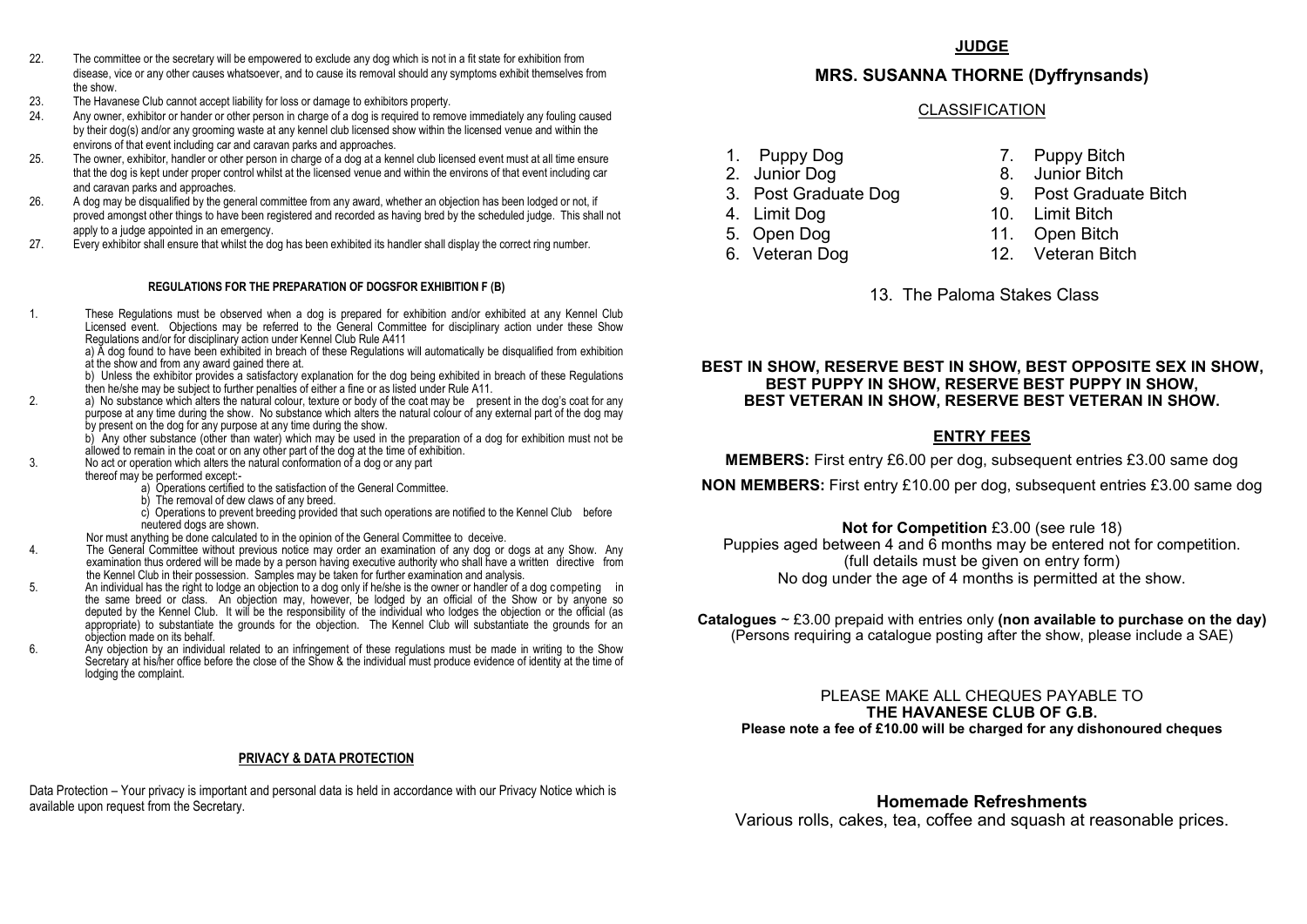22. The committee or the secretary will be empowered to exclude any dog which is not in a fit state for exhibition from disease, vice or any other causes whatsoever, and to cause its removal should any symptoms exhibit themselves from the show.
23. The Havanese Club cannot accept liability for loss or damage to exhibitors property.
24. Any owner, exhibitor or hander or other person in charge of a dog is required to remove immediately any fouling caused by their dog(s) and/or any grooming waste at any kennel club licensed show within the licensed venue and within the environs of that event including car and caravan parks and approaches.
25. The owner, exhibitor, handler or other person in charge of a dog at a kennel club licensed event must at all time ensure that the dog is kept under proper control whilst at the licensed venue and within the environs of that event including car and caravan parks and approaches.
26. A dog may be disqualified by the general committee from any award, whether an objection has been lodged or not, if proved amongst other things to have been registered and recorded as having bred by the scheduled judge. This shall not apply to a judge appointed in an emergency.
27. Every exhibitor shall ensure that whilst the dog has been exhibited its handler shall display the correct ring number.

#### REGULATIONS FOR THE PREPARATION OF DOGSFOR EXHIBITION F (B)

1. These Regulations must be observed when a dog is prepared for exhibition and/or exhibited at any Kennel Club Licensed event. Objections may be referred to the General Committee for disciplinary action under these Show Regulations and/or for disciplinary action under Kennel Club Rule A411
   a) A dog found to have been exhibited in breach of these Regulations will automatically be disqualified from exhibition at the show and from any award gained there at.
   b) Unless the exhibitor provides a satisfactory explanation for the dog being exhibited in breach of these Regulations then he/she may be subject to further penalties of either a fine or as listed under Rule A11.
2. a) No substance which alters the natural colour, texture or body of the coat may be present in the dog's coat for any purpose at any time during the show. No substance which alters the natural colour of any external part of the dog may by present on the dog for any purpose at any time during the show.
   b) Any other substance (other than water) which may be used in the preparation of a dog for exhibition must not be allowed to remain in the coat or on any other part of the dog at the time of exhibition.
3. No act or operation which alters the natural conformation of a dog or any part thereof may be performed except:-
   a) Operations certified to the satisfaction of the General Committee.
   b) The removal of dew claws of any breed.
   c) Operations to prevent breeding provided that such operations are notified to the Kennel Club before neutered dogs are shown.

   Nor must anything be done calculated to in the opinion of the General Committee to deceive.
4. The General Committee without previous notice may order an examination of any dog or dogs at any Show. Any examination thus ordered will be made by a person having executive authority who shall have a written directive from the Kennel Club in their possession. Samples may be taken for further examination and analysis.
5. An individual has the right to lodge an objection to a dog only if he/she is the owner or handler of a dog competing in the same breed or class. An objection may, however, be lodged by an official of the Show or by anyone so deputed by the Kennel Club. It will be the responsibility of the individual who lodges the objection or the official (as appropriate) to substantiate the grounds for the objection. The Kennel Club will substantiate the grounds for an objection made on its behalf.
6. Any objection by an individual related to an infringement of these regulations must be made in writing to the Show Secretary at his/her office before the close of the Show & the individual must produce evidence of identity at the time of lodging the complaint.

#### PRIVACY & DATA PROTECTION

Data Protection – Your privacy is important and personal data is held in accordance with our Privacy Notice which is available upon request from the Secretary.

## JUDGE

## MRS. SUSANNA THORNE (Dyffrynsands)

### CLASSIFICATION

1. Puppy Dog
2. Junior Dog
3. Post Graduate Dog
4. Limit Dog
5. Open Dog
6. Veteran Dog
7. Puppy Bitch
8. Junior Bitch
9. Post Graduate Bitch
10. Limit Bitch
11. Open Bitch
12. Veteran Bitch
13. The Paloma Stakes Class

**BEST IN SHOW, RESERVE BEST IN SHOW, BEST OPPOSITE SEX IN SHOW, BEST PUPPY IN SHOW, RESERVE BEST PUPPY IN SHOW, BEST VETERAN IN SHOW, RESERVE BEST VETERAN IN SHOW.**

## ENTRY FEES

**MEMBERS:** First entry £6.00 per dog, subsequent entries £3.00 same dog

**NON MEMBERS:** First entry £10.00 per dog, subsequent entries £3.00 same dog

**Not for Competition** £3.00 (see rule 18)
Puppies aged between 4 and 6 months may be entered not for competition.
(full details must be given on entry form)
No dog under the age of 4 months is permitted at the show.

**Catalogues** ~ £3.00 prepaid with entries only **(non available to purchase on the day)**
(Persons requiring a catalogue posting after the show, please include a SAE)

PLEASE MAKE ALL CHEQUES PAYABLE TO
**THE HAVANESE CLUB OF G.B.**
**Please note a fee of £10.00 will be charged for any dishonoured cheques**

**Homemade Refreshments**
Various rolls, cakes, tea, coffee and squash at reasonable prices.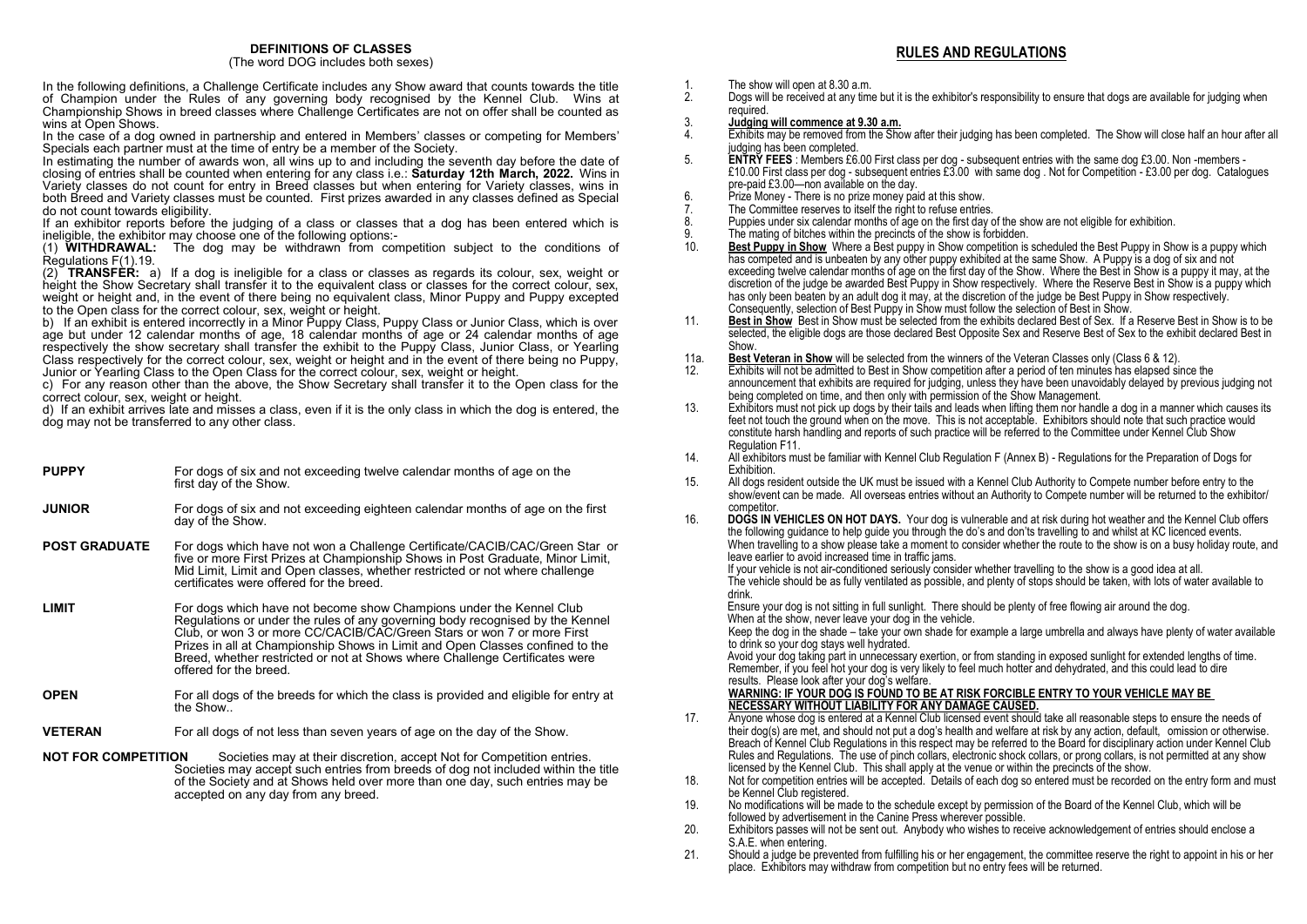## DEFINITIONS OF CLASSES

(The word DOG includes both sexes)

In the following definitions, a Challenge Certificate includes any Show award that counts towards the title of Champion under the Rules of any governing body recognised by the Kennel Club. Wins at Championship Shows in breed classes where Challenge Certificates are not on offer shall be counted as wins at Open Shows.

In the case of a dog owned in partnership and entered in Members' classes or competing for Members' Specials each partner must at the time of entry be a member of the Society.

In estimating the number of awards won, all wins up to and including the seventh day before the date of closing of entries shall be counted when entering for any class i.e.: **Saturday 12th March, 2022.** Wins in Variety classes do not count for entry in Breed classes but when entering for Variety classes, wins in both Breed and Variety classes must be counted. First prizes awarded in any classes defined as Special do not count towards eligibility.

If an exhibitor reports before the judging of a class or classes that a dog has been entered which is ineligible, the exhibitor may choose one of the following options:-

(1) **WITHDRAWAL:** The dog may be withdrawn from competition subject to the conditions of Regulations F(1).19.

(2) **TRANSFER:** a) If a dog is ineligible for a class or classes as regards its colour, sex, weight or height the Show Secretary shall transfer it to the equivalent class or classes for the correct colour, sex, weight or height and, in the event of there being no equivalent class, Minor Puppy and Puppy excepted to the Open class for the correct colour, sex, weight or height.

b) If an exhibit is entered incorrectly in a Minor Puppy Class, Puppy Class or Junior Class, which is over age but under 12 calendar months of age, 18 calendar months of age or 24 calendar months of age respectively the show secretary shall transfer the exhibit to the Puppy Class, Junior Class, or Yearling Class respectively for the correct colour, sex, weight or height and in the event of there being no Puppy, Junior or Yearling Class to the Open Class for the correct colour, sex, weight or height.

c) For any reason other than the above, the Show Secretary shall transfer it to the Open class for the correct colour, sex, weight or height.

d) If an exhibit arrives late and misses a class, even if it is the only class in which the dog is entered, the dog may not be transferred to any other class.

**PUPPY** For dogs of six and not exceeding twelve calendar months of age on the first day of the Show.

**JUNIOR** For dogs of six and not exceeding eighteen calendar months of age on the first day of the Show.

**POST GRADUATE** For dogs which have not won a Challenge Certificate/CACIB/CAC/Green Star or five or more First Prizes at Championship Shows in Post Graduate, Minor Limit, Mid Limit, Limit and Open classes, whether restricted or not where challenge certificates were offered for the breed.

**LIMIT** For dogs which have not become show Champions under the Kennel Club Regulations or under the rules of any governing body recognised by the Kennel Club, or won 3 or more CC/CACIB/CAC/Green Stars or won 7 or more First Prizes in all at Championship Shows in Limit and Open Classes confined to the Breed, whether restricted or not at Shows where Challenge Certificates were offered for the breed.

**OPEN** For all dogs of the breeds for which the class is provided and eligible for entry at the Show..

**VETERAN** For all dogs of not less than seven years of age on the day of the Show.

**NOT FOR COMPETITION** Societies may at their discretion, accept Not for Competition entries. Societies may accept such entries from breeds of dog not included within the title of the Society and at Shows held over more than one day, such entries may be accepted on any day from any breed.

## RULES AND REGULATIONS

1. The show will open at 8.30 a.m.
2. Dogs will be received at any time but it is the exhibitor's responsibility to ensure that dogs are available for judging when required.
3. **Judging will commence at 9.30 a.m.**
4. Exhibits may be removed from the Show after their judging has been completed. The Show will close half an hour after all judging has been completed.
5. **ENTRY FEES** : Members £6.00 First class per dog - subsequent entries with the same dog £3.00. Non -members - £10.00 First class per dog - subsequent entries £3.00 with same dog . Not for Competition - £3.00 per dog. Catalogues pre-paid £3.00—non available on the day.
6. Prize Money - There is no prize money paid at this show.
7. The Committee reserves to itself the right to refuse entries.
8. Puppies under six calendar months of age on the first day of the show are not eligible for exhibition.
9. The mating of bitches within the precincts of the show is forbidden.
10. **Best Puppy in Show** Where a Best puppy in Show competition is scheduled the Best Puppy in Show is a puppy which has competed and is unbeaten by any other puppy exhibited at the same Show. A Puppy is a dog of six and not exceeding twelve calendar months of age on the first day of the Show. Where the Best in Show is a puppy it may, at the discretion of the judge be awarded Best Puppy in Show respectively. Where the Reserve Best in Show is a puppy which has only been beaten by an adult dog it may, at the discretion of the judge be Best Puppy in Show respectively. Consequently, selection of Best Puppy in Show must follow the selection of Best in Show.
11. **Best in Show** Best in Show must be selected from the exhibits declared Best of Sex. If a Reserve Best in Show is to be selected, the eligible dogs are those declared Best Opposite Sex and Reserve Best of Sex to the exhibit declared Best in Show.

11a. **Best Veteran in Show** will be selected from the winners of the Veteran Classes only (Class 6 & 12).

12. Exhibits will not be admitted to Best in Show competition after a period of ten minutes has elapsed since the announcement that exhibits are required for judging, unless they have been unavoidably delayed by previous judging not being completed on time, and then only with permission of the Show Management.
13. Exhibitors must not pick up dogs by their tails and leads when lifting them nor handle a dog in a manner which causes its feet not touch the ground when on the move. This is not acceptable. Exhibitors should note that such practice would constitute harsh handling and reports of such practice will be referred to the Committee under Kennel Club Show Regulation F11.
14. All exhibitors must be familiar with Kennel Club Regulation F (Annex B) - Regulations for the Preparation of Dogs for Exhibition.
15. All dogs resident outside the UK must be issued with a Kennel Club Authority to Compete number before entry to the show/event can be made. All overseas entries without an Authority to Compete number will be returned to the exhibitor/ competitor.
16. **DOGS IN VEHICLES ON HOT DAYS.** Your dog is vulnerable and at risk during hot weather and the Kennel Club offers the following guidance to help guide you through the do's and don'ts travelling to and whilst at KC licenced events.
    When travelling to a show please take a moment to consider whether the route to the show is on a busy holiday route, and leave earlier to avoid increased time in traffic jams.
    If your vehicle is not air-conditioned seriously consider whether travelling to the show is a good idea at all.
    The vehicle should be as fully ventilated as possible, and plenty of stops should be taken, with lots of water available to drink.
    Ensure your dog is not sitting in full sunlight. There should be plenty of free flowing air around the dog.
    When at the show, never leave your dog in the vehicle.
    Keep the dog in the shade – take your own shade for example a large umbrella and always have plenty of water available to drink so your dog stays well hydrated.
    Avoid your dog taking part in unnecessary exertion, or from standing in exposed sunlight for extended lengths of time.
    Remember, if you feel hot your dog is very likely to feel much hotter and dehydrated, and this could lead to dire results. Please look after your dog's welfare.
    **WARNING: IF YOUR DOG IS FOUND TO BE AT RISK FORCIBLE ENTRY TO YOUR VEHICLE MAY BE NECESSARY WITHOUT LIABILITY FOR ANY DAMAGE CAUSED.**
17. Anyone whose dog is entered at a Kennel Club licensed event should take all reasonable steps to ensure the needs of their dog(s) are met, and should not put a dog's health and welfare at risk by any action, default, omission or otherwise. Breach of Kennel Club Regulations in this respect may be referred to the Board for disciplinary action under Kennel Club Rules and Regulations. The use of pinch collars, electronic shock collars, or prong collars, is not permitted at any show licensed by the Kennel Club. This shall apply at the venue or within the precincts of the show.
18. Not for competition entries will be accepted. Details of each dog so entered must be recorded on the entry form and must be Kennel Club registered.
19. No modifications will be made to the schedule except by permission of the Board of the Kennel Club, which will be followed by advertisement in the Canine Press wherever possible.
20. Exhibitors passes will not be sent out. Anybody who wishes to receive acknowledgement of entries should enclose a S.A.E. when entering.
21. Should a judge be prevented from fulfilling his or her engagement, the committee reserve the right to appoint in his or her place. Exhibitors may withdraw from competition but no entry fees will be returned.